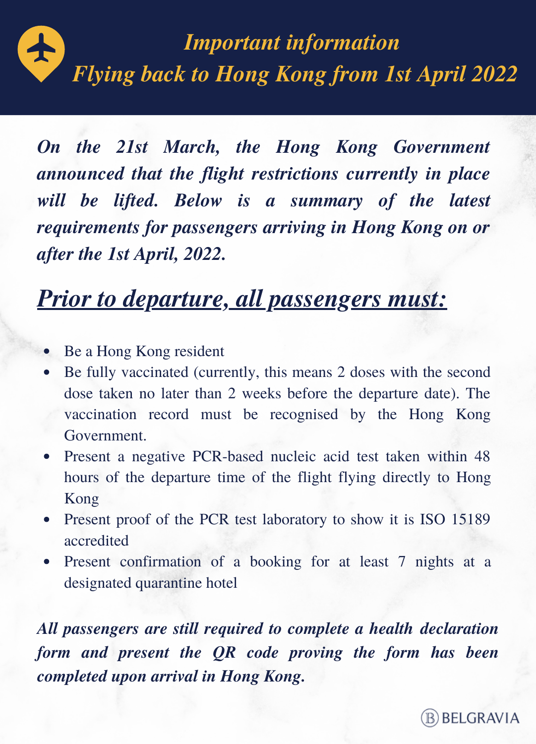# *Important information*
# *Flying back to Hong Kong from 1st April 2022*

***On the 21st March, the Hong Kong Government announced that the flight restrictions currently in place will be lifted. Below is a summary of the latest requirements for passengers arriving in Hong Kong on or after the 1st April, 2022.***

## ***Prior to departure, all passengers must:***

- Be a Hong Kong resident
- Be fully vaccinated (currently, this means 2 doses with the second dose taken no later than 2 weeks before the departure date). The vaccination record must be recognised by the Hong Kong Government.
- Present a negative PCR-based nucleic acid test taken within 48 hours of the departure time of the flight flying directly to Hong Kong
- Present proof of the PCR test laboratory to show it is ISO 15189 accredited
- Present confirmation of a booking for at least 7 nights at a designated quarantine hotel

***All passengers are still required to complete a health declaration form and present the QR code proving the form has been completed upon arrival in Hong Kong.***

BELGRAVIA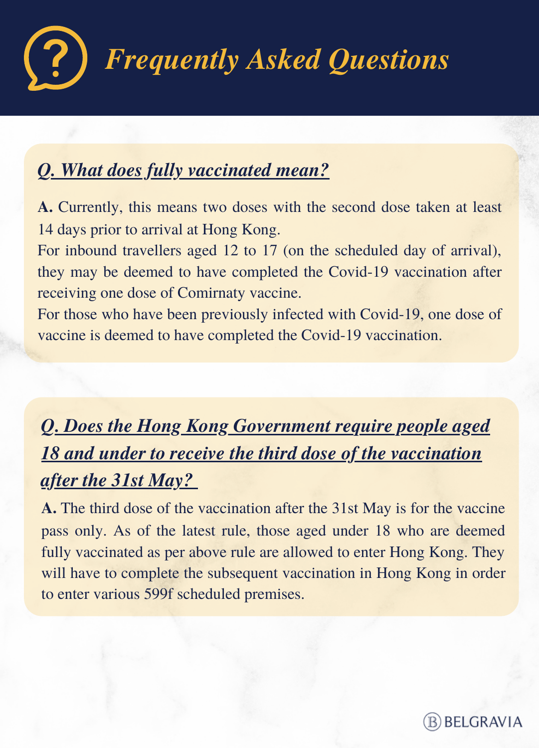# *Frequently Asked Questions*

***Q. What does fully vaccinated mean?***

**A.** Currently, this means two doses with the second dose taken at least 14 days prior to arrival at Hong Kong.

For inbound travellers aged 12 to 17 (on the scheduled day of arrival), they may be deemed to have completed the Covid-19 vaccination after receiving one dose of Comirnaty vaccine.

For those who have been previously infected with Covid-19, one dose of vaccine is deemed to have completed the Covid-19 vaccination.

***Q. Does the Hong Kong Government require people aged 18 and under to receive the third dose of the vaccination after the 31st May?***

**A.** The third dose of the vaccination after the 31st May is for the vaccine pass only. As of the latest rule, those aged under 18 who are deemed fully vaccinated as per above rule are allowed to enter Hong Kong. They will have to complete the subsequent vaccination in Hong Kong in order to enter various 599f scheduled premises.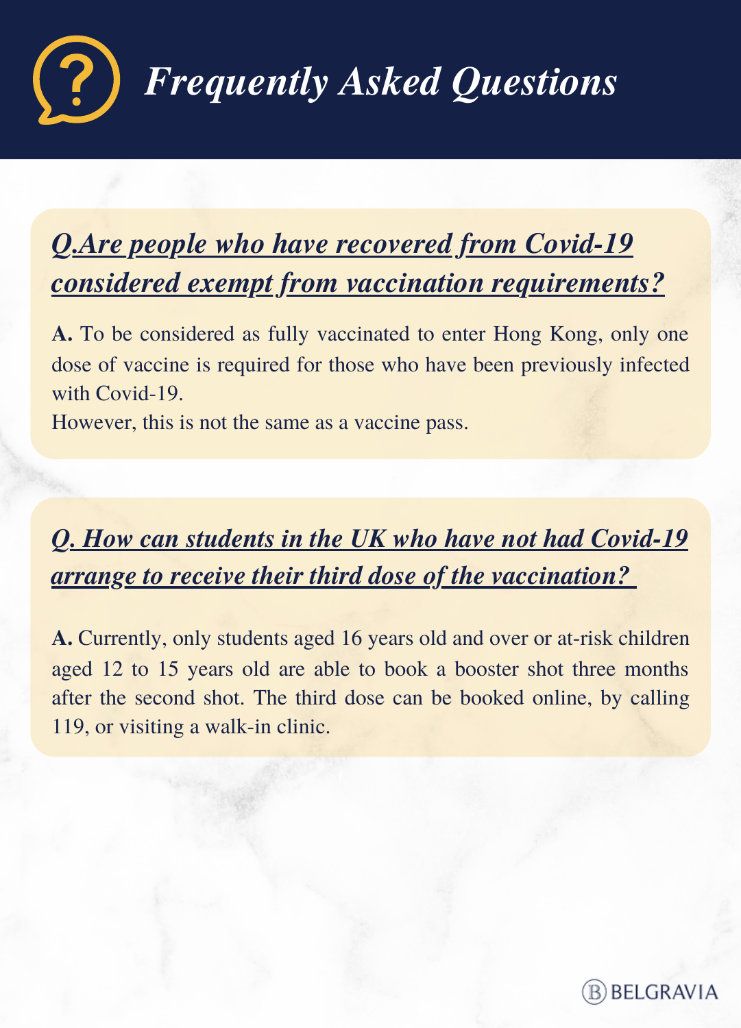# *Frequently Asked Questions*

***Q.Are people who have recovered from Covid-19 considered exempt from vaccination requirements?***

**A.** To be considered as fully vaccinated to enter Hong Kong, only one dose of vaccine is required for those who have been previously infected with Covid-19.
However, this is not the same as a vaccine pass.

***Q. How can students in the UK who have not had Covid-19 arrange to receive their third dose of the vaccination?***

**A.** Currently, only students aged 16 years old and over or at-risk children aged 12 to 15 years old are able to book a booster shot three months after the second shot. The third dose can be booked online, by calling 119, or visiting a walk-in clinic.

BELGRAVIA